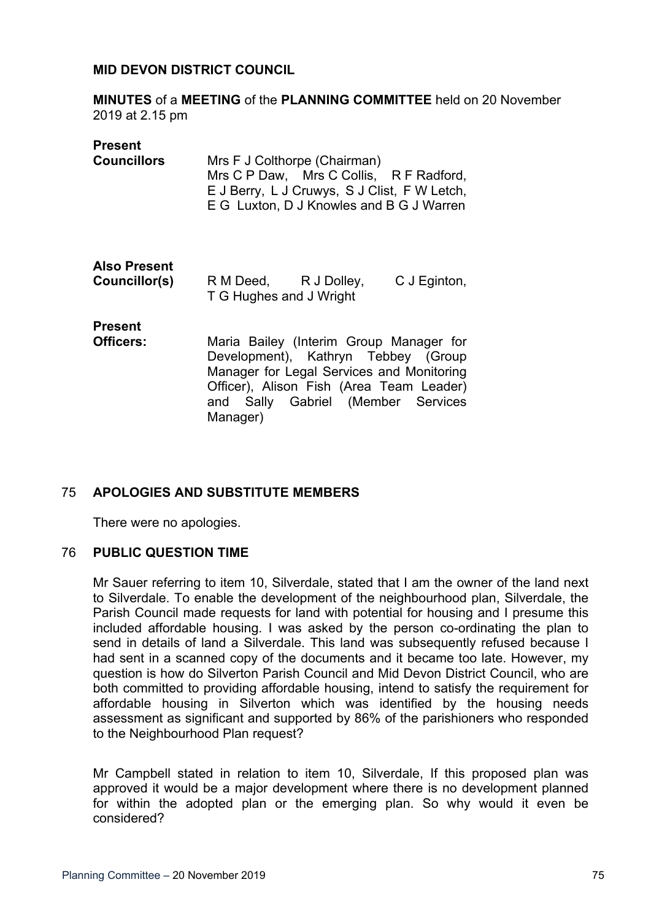**MID DEVON DISTRICT COUNCIL**

**MINUTES** of a **MEETING** of the **PLANNING COMMITTEE** held on 20 November 2019 at 2.15 pm

| | |
|---|---|
| **Present Councillors** | Mrs F J Colthorpe (Chairman) Mrs C P Daw, Mrs C Collis, R F Radford, E J Berry, L J Cruwys, S J Clist, F W Letch, E G Luxton, D J Knowles and B G J Warren |
| **Also Present Councillor(s)** | R M Deed, R J Dolley, C J Eginton, T G Hughes and J Wright |
| **Present Officers:** | Maria Bailey (Interim Group Manager for Development), Kathryn Tebbey (Group Manager for Legal Services and Monitoring Officer), Alison Fish (Area Team Leader) and Sally Gabriel (Member Services Manager) |

## 75 APOLOGIES AND SUBSTITUTE MEMBERS

There were no apologies.

## 76 PUBLIC QUESTION TIME

Mr Sauer referring to item 10, Silverdale, stated that I am the owner of the land next to Silverdale. To enable the development of the neighbourhood plan, Silverdale, the Parish Council made requests for land with potential for housing and I presume this included affordable housing. I was asked by the person co-ordinating the plan to send in details of land a Silverdale. This land was subsequently refused because I had sent in a scanned copy of the documents and it became too late. However, my question is how do Silverton Parish Council and Mid Devon District Council, who are both committed to providing affordable housing, intend to satisfy the requirement for affordable housing in Silverton which was identified by the housing needs assessment as significant and supported by 86% of the parishioners who responded to the Neighbourhood Plan request?

Mr Campbell stated in relation to item 10, Silverdale, If this proposed plan was approved it would be a major development where there is no development planned for within the adopted plan or the emerging plan. So why would it even be considered?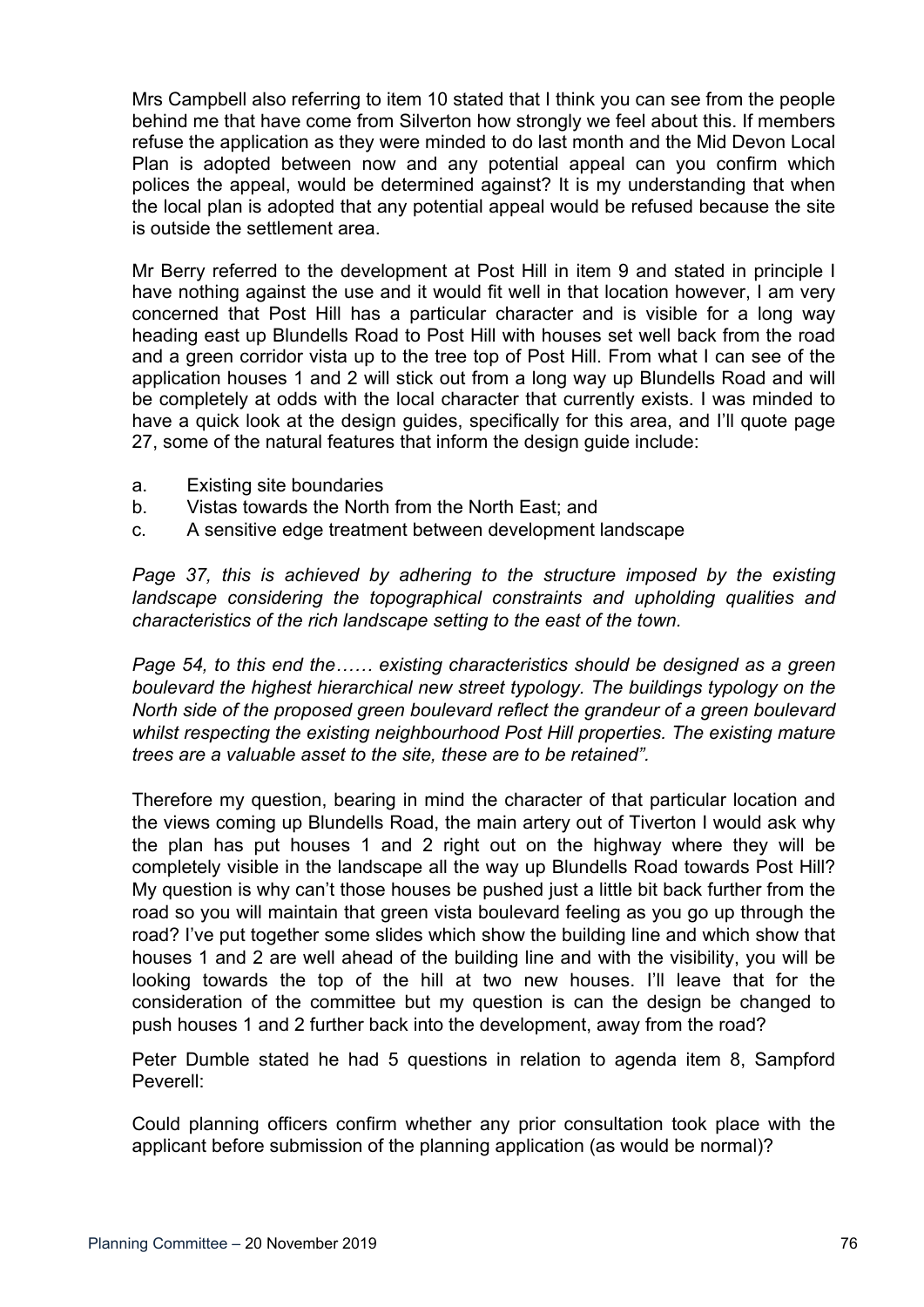Mrs Campbell also referring to item 10 stated that I think you can see from the people behind me that have come from Silverton how strongly we feel about this. If members refuse the application as they were minded to do last month and the Mid Devon Local Plan is adopted between now and any potential appeal can you confirm which polices the appeal, would be determined against? It is my understanding that when the local plan is adopted that any potential appeal would be refused because the site is outside the settlement area.

Mr Berry referred to the development at Post Hill in item 9 and stated in principle I have nothing against the use and it would fit well in that location however, I am very concerned that Post Hill has a particular character and is visible for a long way heading east up Blundells Road to Post Hill with houses set well back from the road and a green corridor vista up to the tree top of Post Hill. From what I can see of the application houses 1 and 2 will stick out from a long way up Blundells Road and will be completely at odds with the local character that currently exists. I was minded to have a quick look at the design guides, specifically for this area, and I'll quote page 27, some of the natural features that inform the design guide include:

a. Existing site boundaries
b. Vistas towards the North from the North East; and
c. A sensitive edge treatment between development landscape

*Page 37, this is achieved by adhering to the structure imposed by the existing landscape considering the topographical constraints and upholding qualities and characteristics of the rich landscape setting to the east of the town.*

*Page 54, to this end the…… existing characteristics should be designed as a green boulevard the highest hierarchical new street typology. The buildings typology on the North side of the proposed green boulevard reflect the grandeur of a green boulevard whilst respecting the existing neighbourhood Post Hill properties. The existing mature trees are a valuable asset to the site, these are to be retained".*

Therefore my question, bearing in mind the character of that particular location and the views coming up Blundells Road, the main artery out of Tiverton I would ask why the plan has put houses 1 and 2 right out on the highway where they will be completely visible in the landscape all the way up Blundells Road towards Post Hill? My question is why can't those houses be pushed just a little bit back further from the road so you will maintain that green vista boulevard feeling as you go up through the road? I've put together some slides which show the building line and which show that houses 1 and 2 are well ahead of the building line and with the visibility, you will be looking towards the top of the hill at two new houses. I'll leave that for the consideration of the committee but my question is can the design be changed to push houses 1 and 2 further back into the development, away from the road?

Peter Dumble stated he had 5 questions in relation to agenda item 8, Sampford Peverell:

Could planning officers confirm whether any prior consultation took place with the applicant before submission of the planning application (as would be normal)?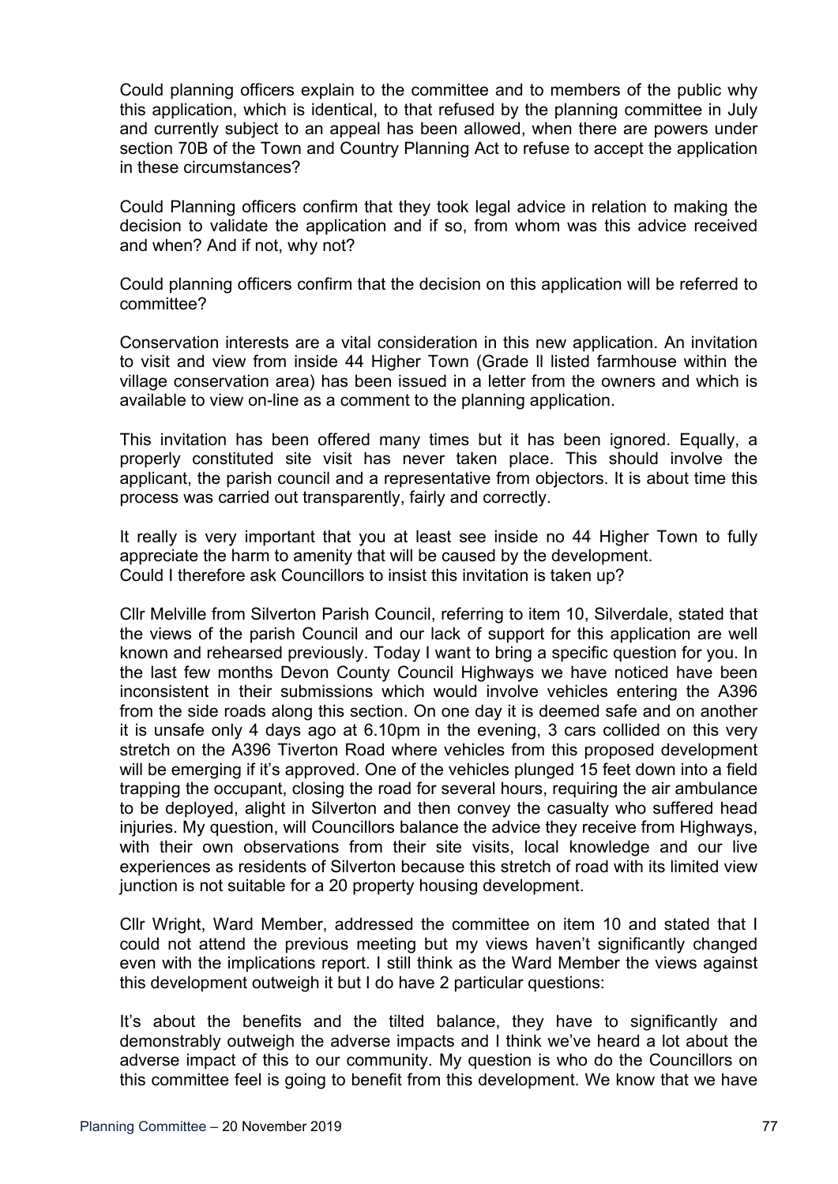Could planning officers explain to the committee and to members of the public why this application, which is identical, to that refused by the planning committee in July and currently subject to an appeal has been allowed, when there are powers under section 70B of the Town and Country Planning Act to refuse to accept the application in these circumstances?

Could Planning officers confirm that they took legal advice in relation to making the decision to validate the application and if so, from whom was this advice received and when? And if not, why not?

Could planning officers confirm that the decision on this application will be referred to committee?

Conservation interests are a vital consideration in this new application. An invitation to visit and view from inside 44 Higher Town (Grade ll listed farmhouse within the village conservation area) has been issued in a letter from the owners and which is available to view on-line as a comment to the planning application.

This invitation has been offered many times but it has been ignored. Equally, a properly constituted site visit has never taken place. This should involve the applicant, the parish council and a representative from objectors. It is about time this process was carried out transparently, fairly and correctly.

It really is very important that you at least see inside no 44 Higher Town to fully appreciate the harm to amenity that will be caused by the development.
Could I therefore ask Councillors to insist this invitation is taken up?

Cllr Melville from Silverton Parish Council, referring to item 10, Silverdale, stated that the views of the parish Council and our lack of support for this application are well known and rehearsed previously. Today I want to bring a specific question for you. In the last few months Devon County Council Highways we have noticed have been inconsistent in their submissions which would involve vehicles entering the A396 from the side roads along this section. On one day it is deemed safe and on another it is unsafe only 4 days ago at 6.10pm in the evening, 3 cars collided on this very stretch on the A396 Tiverton Road where vehicles from this proposed development will be emerging if it's approved. One of the vehicles plunged 15 feet down into a field trapping the occupant, closing the road for several hours, requiring the air ambulance to be deployed, alight in Silverton and then convey the casualty who suffered head injuries. My question, will Councillors balance the advice they receive from Highways, with their own observations from their site visits, local knowledge and our live experiences as residents of Silverton because this stretch of road with its limited view junction is not suitable for a 20 property housing development.

Cllr Wright, Ward Member, addressed the committee on item 10 and stated that I could not attend the previous meeting but my views haven't significantly changed even with the implications report. I still think as the Ward Member the views against this development outweigh it but I do have 2 particular questions:

It's about the benefits and the tilted balance, they have to significantly and demonstrably outweigh the adverse impacts and I think we've heard a lot about the adverse impact of this to our community. My question is who do the Councillors on this committee feel is going to benefit from this development. We know that we have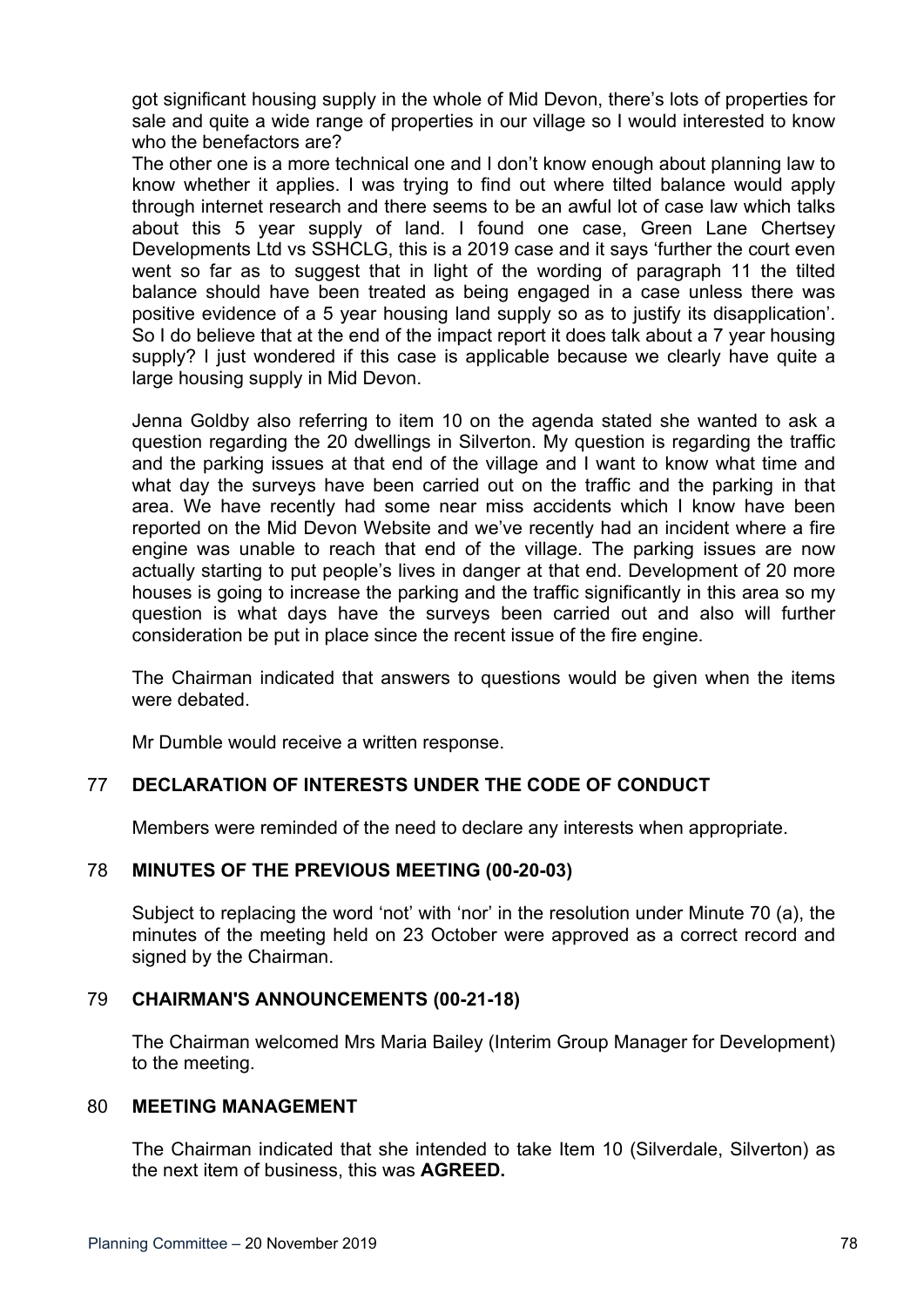got significant housing supply in the whole of Mid Devon, there's lots of properties for sale and quite a wide range of properties in our village so I would interested to know who the benefactors are?

The other one is a more technical one and I don't know enough about planning law to know whether it applies. I was trying to find out where tilted balance would apply through internet research and there seems to be an awful lot of case law which talks about this 5 year supply of land. I found one case, Green Lane Chertsey Developments Ltd vs SSHCLG, this is a 2019 case and it says 'further the court even went so far as to suggest that in light of the wording of paragraph 11 the tilted balance should have been treated as being engaged in a case unless there was positive evidence of a 5 year housing land supply so as to justify its disapplication'. So I do believe that at the end of the impact report it does talk about a 7 year housing supply? I just wondered if this case is applicable because we clearly have quite a large housing supply in Mid Devon.

Jenna Goldby also referring to item 10 on the agenda stated she wanted to ask a question regarding the 20 dwellings in Silverton. My question is regarding the traffic and the parking issues at that end of the village and I want to know what time and what day the surveys have been carried out on the traffic and the parking in that area. We have recently had some near miss accidents which I know have been reported on the Mid Devon Website and we've recently had an incident where a fire engine was unable to reach that end of the village. The parking issues are now actually starting to put people's lives in danger at that end. Development of 20 more houses is going to increase the parking and the traffic significantly in this area so my question is what days have the surveys been carried out and also will further consideration be put in place since the recent issue of the fire engine.

The Chairman indicated that answers to questions would be given when the items were debated.

Mr Dumble would receive a written response.

## 77 DECLARATION OF INTERESTS UNDER THE CODE OF CONDUCT

Members were reminded of the need to declare any interests when appropriate.

## 78 MINUTES OF THE PREVIOUS MEETING (00-20-03)

Subject to replacing the word 'not' with 'nor' in the resolution under Minute 70 (a), the minutes of the meeting held on 23 October were approved as a correct record and signed by the Chairman.

## 79 CHAIRMAN'S ANNOUNCEMENTS (00-21-18)

The Chairman welcomed Mrs Maria Bailey (Interim Group Manager for Development) to the meeting.

## 80 MEETING MANAGEMENT

The Chairman indicated that she intended to take Item 10 (Silverdale, Silverton) as the next item of business, this was **AGREED.**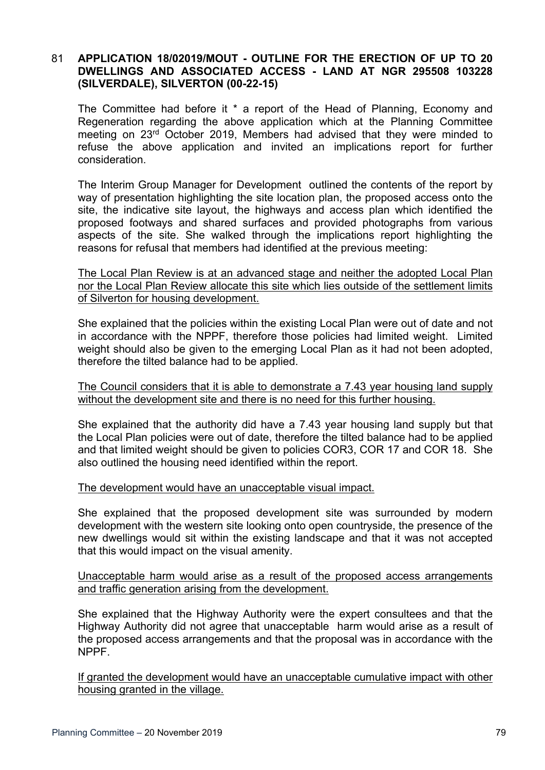81 **APPLICATION 18/02019/MOUT - OUTLINE FOR THE ERECTION OF UP TO 20 DWELLINGS AND ASSOCIATED ACCESS - LAND AT NGR 295508 103228 (SILVERDALE), SILVERTON (00-22-15)**

The Committee had before it * a report of the Head of Planning, Economy and Regeneration regarding the above application which at the Planning Committee meeting on 23rd October 2019, Members had advised that they were minded to refuse the above application and invited an implications report for further consideration.

The Interim Group Manager for Development outlined the contents of the report by way of presentation highlighting the site location plan, the proposed access onto the site, the indicative site layout, the highways and access plan which identified the proposed footways and shared surfaces and provided photographs from various aspects of the site. She walked through the implications report highlighting the reasons for refusal that members had identified at the previous meeting:

<u>The Local Plan Review is at an advanced stage and neither the adopted Local Plan nor the Local Plan Review allocate this site which lies outside of the settlement limits of Silverton for housing development.</u>

She explained that the policies within the existing Local Plan were out of date and not in accordance with the NPPF, therefore those policies had limited weight. Limited weight should also be given to the emerging Local Plan as it had not been adopted, therefore the tilted balance had to be applied.

<u>The Council considers that it is able to demonstrate a 7.43 year housing land supply without the development site and there is no need for this further housing.</u>

She explained that the authority did have a 7.43 year housing land supply but that the Local Plan policies were out of date, therefore the tilted balance had to be applied and that limited weight should be given to policies COR3, COR 17 and COR 18. She also outlined the housing need identified within the report.

<u>The development would have an unacceptable visual impact.</u>

She explained that the proposed development site was surrounded by modern development with the western site looking onto open countryside, the presence of the new dwellings would sit within the existing landscape and that it was not accepted that this would impact on the visual amenity.

<u>Unacceptable harm would arise as a result of the proposed access arrangements and traffic generation arising from the development.</u>

She explained that the Highway Authority were the expert consultees and that the Highway Authority did not agree that unacceptable harm would arise as a result of the proposed access arrangements and that the proposal was in accordance with the NPPF.

<u>If granted the development would have an unacceptable cumulative impact with other housing granted in the village.</u>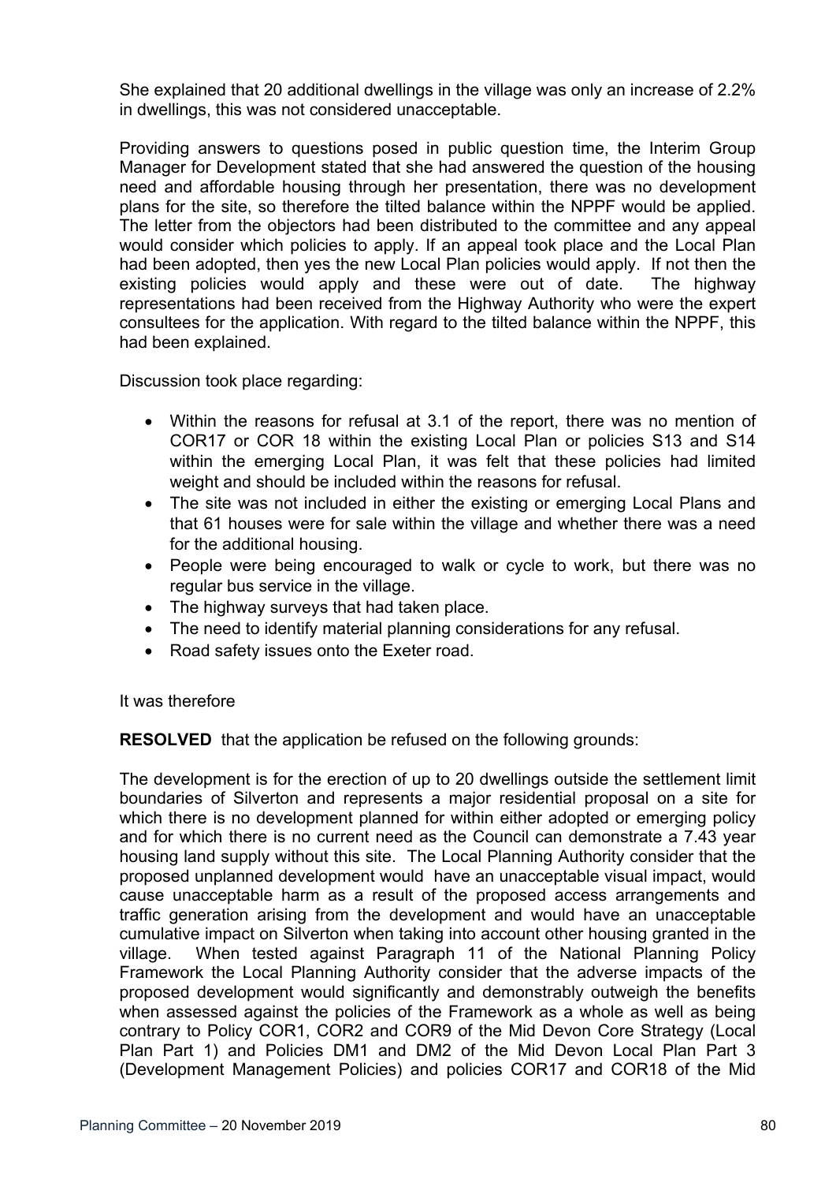She explained that 20 additional dwellings in the village was only an increase of 2.2% in dwellings, this was not considered unacceptable.

Providing answers to questions posed in public question time, the Interim Group Manager for Development stated that she had answered the question of the housing need and affordable housing through her presentation, there was no development plans for the site, so therefore the tilted balance within the NPPF would be applied. The letter from the objectors had been distributed to the committee and any appeal would consider which policies to apply. If an appeal took place and the Local Plan had been adopted, then yes the new Local Plan policies would apply. If not then the existing policies would apply and these were out of date. The highway representations had been received from the Highway Authority who were the expert consultees for the application. With regard to the tilted balance within the NPPF, this had been explained.

Discussion took place regarding:

- Within the reasons for refusal at 3.1 of the report, there was no mention of COR17 or COR 18 within the existing Local Plan or policies S13 and S14 within the emerging Local Plan, it was felt that these policies had limited weight and should be included within the reasons for refusal.
- The site was not included in either the existing or emerging Local Plans and that 61 houses were for sale within the village and whether there was a need for the additional housing.
- People were being encouraged to walk or cycle to work, but there was no regular bus service in the village.
- The highway surveys that had taken place.
- The need to identify material planning considerations for any refusal.
- Road safety issues onto the Exeter road.

It was therefore

**RESOLVED** that the application be refused on the following grounds:

The development is for the erection of up to 20 dwellings outside the settlement limit boundaries of Silverton and represents a major residential proposal on a site for which there is no development planned for within either adopted or emerging policy and for which there is no current need as the Council can demonstrate a 7.43 year housing land supply without this site. The Local Planning Authority consider that the proposed unplanned development would have an unacceptable visual impact, would cause unacceptable harm as a result of the proposed access arrangements and traffic generation arising from the development and would have an unacceptable cumulative impact on Silverton when taking into account other housing granted in the village. When tested against Paragraph 11 of the National Planning Policy Framework the Local Planning Authority consider that the adverse impacts of the proposed development would significantly and demonstrably outweigh the benefits when assessed against the policies of the Framework as a whole as well as being contrary to Policy COR1, COR2 and COR9 of the Mid Devon Core Strategy (Local Plan Part 1) and Policies DM1 and DM2 of the Mid Devon Local Plan Part 3 (Development Management Policies) and policies COR17 and COR18 of the Mid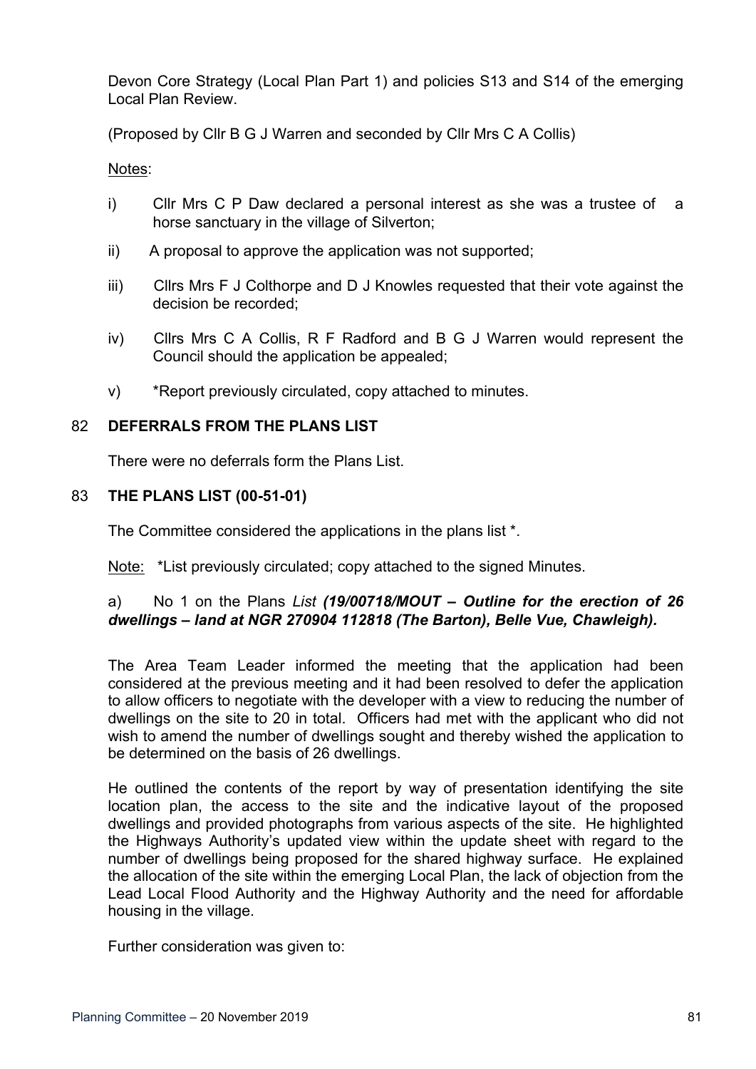Devon Core Strategy (Local Plan Part 1) and policies S13 and S14 of the emerging Local Plan Review.

(Proposed by Cllr B G J Warren and seconded by Cllr Mrs C A Collis)

Notes:

i) Cllr Mrs C P Daw declared a personal interest as she was a trustee of a horse sanctuary in the village of Silverton;

ii) A proposal to approve the application was not supported;

iii) Cllrs Mrs F J Colthorpe and D J Knowles requested that their vote against the decision be recorded;

iv) Cllrs Mrs C A Collis, R F Radford and B G J Warren would represent the Council should the application be appealed;

v) *Report previously circulated, copy attached to minutes.

## 82 DEFERRALS FROM THE PLANS LIST

There were no deferrals form the Plans List.

## 83 THE PLANS LIST (00-51-01)

The Committee considered the applications in the plans list *.

Note: *List previously circulated; copy attached to the signed Minutes.

a) No 1 on the Plans *List* ***(19/00718/MOUT – Outline for the erection of 26 dwellings – land at NGR 270904 112818 (The Barton), Belle Vue, Chawleigh).***

The Area Team Leader informed the meeting that the application had been considered at the previous meeting and it had been resolved to defer the application to allow officers to negotiate with the developer with a view to reducing the number of dwellings on the site to 20 in total. Officers had met with the applicant who did not wish to amend the number of dwellings sought and thereby wished the application to be determined on the basis of 26 dwellings.

He outlined the contents of the report by way of presentation identifying the site location plan, the access to the site and the indicative layout of the proposed dwellings and provided photographs from various aspects of the site. He highlighted the Highways Authority's updated view within the update sheet with regard to the number of dwellings being proposed for the shared highway surface. He explained the allocation of the site within the emerging Local Plan, the lack of objection from the Lead Local Flood Authority and the Highway Authority and the need for affordable housing in the village.

Further consideration was given to: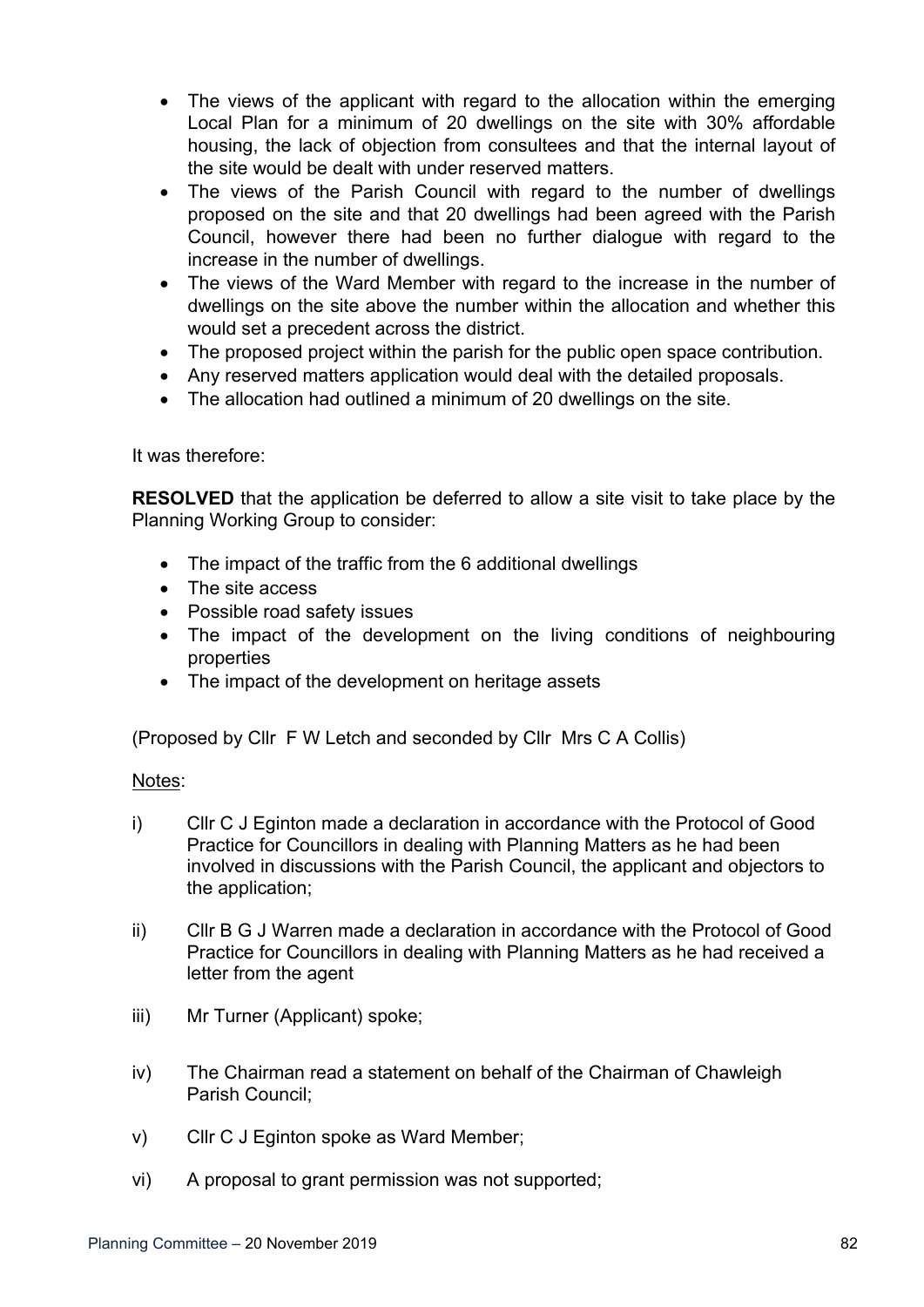- The views of the applicant with regard to the allocation within the emerging Local Plan for a minimum of 20 dwellings on the site with 30% affordable housing, the lack of objection from consultees and that the internal layout of the site would be dealt with under reserved matters.
- The views of the Parish Council with regard to the number of dwellings proposed on the site and that 20 dwellings had been agreed with the Parish Council, however there had been no further dialogue with regard to the increase in the number of dwellings.
- The views of the Ward Member with regard to the increase in the number of dwellings on the site above the number within the allocation and whether this would set a precedent across the district.
- The proposed project within the parish for the public open space contribution.
- Any reserved matters application would deal with the detailed proposals.
- The allocation had outlined a minimum of 20 dwellings on the site.

It was therefore:

**RESOLVED** that the application be deferred to allow a site visit to take place by the Planning Working Group to consider:

- The impact of the traffic from the 6 additional dwellings
- The site access
- Possible road safety issues
- The impact of the development on the living conditions of neighbouring properties
- The impact of the development on heritage assets

(Proposed by Cllr F W Letch and seconded by Cllr Mrs C A Collis)

Notes:

i) Cllr C J Eginton made a declaration in accordance with the Protocol of Good Practice for Councillors in dealing with Planning Matters as he had been involved in discussions with the Parish Council, the applicant and objectors to the application;

ii) Cllr B G J Warren made a declaration in accordance with the Protocol of Good Practice for Councillors in dealing with Planning Matters as he had received a letter from the agent

iii) Mr Turner (Applicant) spoke;

iv) The Chairman read a statement on behalf of the Chairman of Chawleigh Parish Council;

v) Cllr C J Eginton spoke as Ward Member;

vi) A proposal to grant permission was not supported;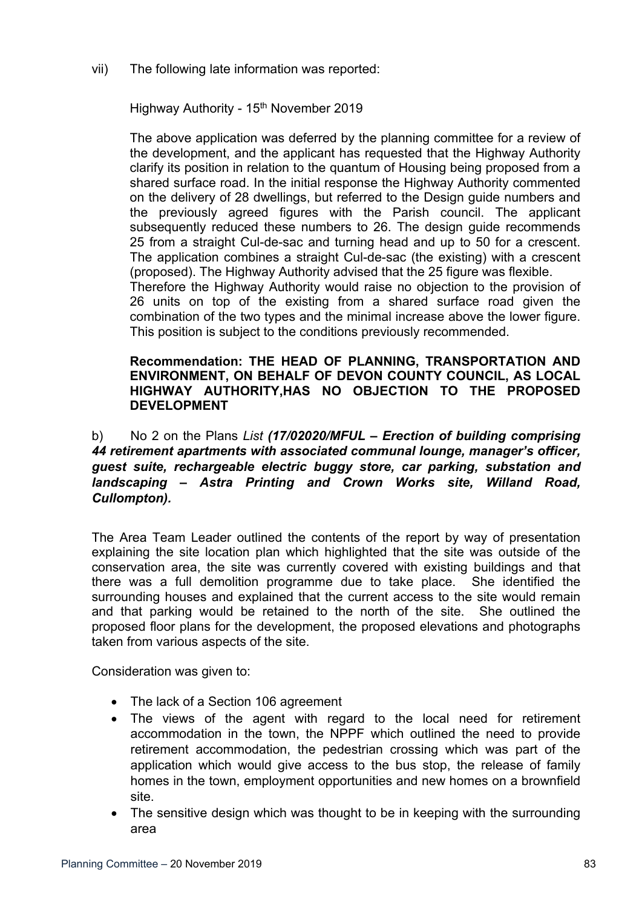vii) The following late information was reported:

Highway Authority - 15th November 2019

The above application was deferred by the planning committee for a review of the development, and the applicant has requested that the Highway Authority clarify its position in relation to the quantum of Housing being proposed from a shared surface road. In the initial response the Highway Authority commented on the delivery of 28 dwellings, but referred to the Design guide numbers and the previously agreed figures with the Parish council. The applicant subsequently reduced these numbers to 26. The design guide recommends 25 from a straight Cul-de-sac and turning head and up to 50 for a crescent. The application combines a straight Cul-de-sac (the existing) with a crescent (proposed). The Highway Authority advised that the 25 figure was flexible.

Therefore the Highway Authority would raise no objection to the provision of 26 units on top of the existing from a shared surface road given the combination of the two types and the minimal increase above the lower figure. This position is subject to the conditions previously recommended.

**Recommendation: THE HEAD OF PLANNING, TRANSPORTATION AND ENVIRONMENT, ON BEHALF OF DEVON COUNTY COUNCIL, AS LOCAL HIGHWAY AUTHORITY,HAS NO OBJECTION TO THE PROPOSED DEVELOPMENT**

b) No 2 on the Plans *List **(17/02020/MFUL – Erection of building comprising 44 retirement apartments with associated communal lounge, manager's officer, guest suite, rechargeable electric buggy store, car parking, substation and landscaping – Astra Printing and Crown Works site, Willand Road, Cullompton).***

The Area Team Leader outlined the contents of the report by way of presentation explaining the site location plan which highlighted that the site was outside of the conservation area, the site was currently covered with existing buildings and that there was a full demolition programme due to take place. She identified the surrounding houses and explained that the current access to the site would remain and that parking would be retained to the north of the site. She outlined the proposed floor plans for the development, the proposed elevations and photographs taken from various aspects of the site.

Consideration was given to:

- The lack of a Section 106 agreement
- The views of the agent with regard to the local need for retirement accommodation in the town, the NPPF which outlined the need to provide retirement accommodation, the pedestrian crossing which was part of the application which would give access to the bus stop, the release of family homes in the town, employment opportunities and new homes on a brownfield site.
- The sensitive design which was thought to be in keeping with the surrounding area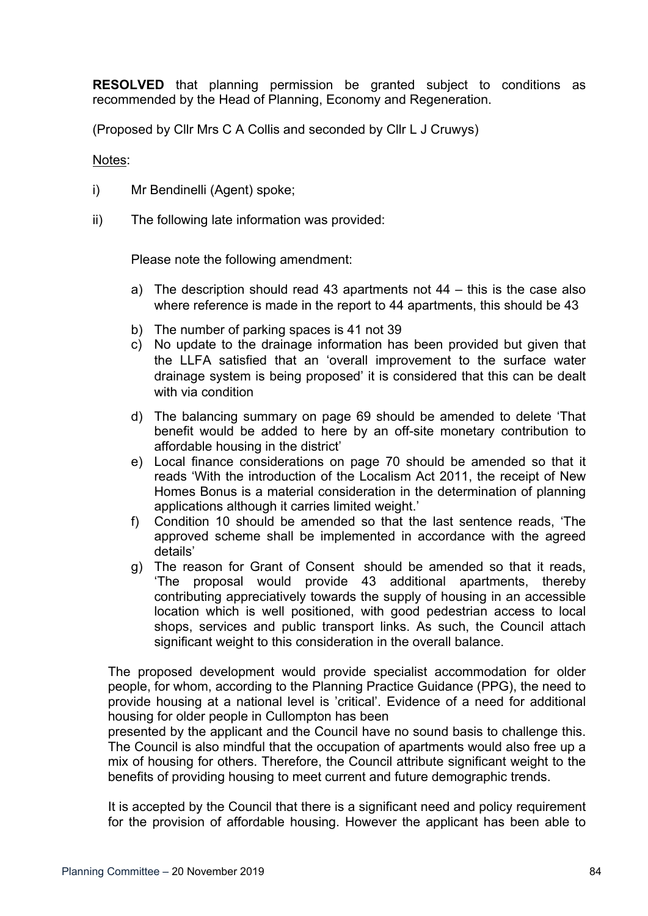**RESOLVED** that planning permission be granted subject to conditions as recommended by the Head of Planning, Economy and Regeneration.

(Proposed by Cllr Mrs C A Collis and seconded by Cllr L J Cruwys)

Notes:

i) Mr Bendinelli (Agent) spoke;

ii) The following late information was provided:

Please note the following amendment:

a) The description should read 43 apartments not 44 – this is the case also where reference is made in the report to 44 apartments, this should be 43

b) The number of parking spaces is 41 not 39

c) No update to the drainage information has been provided but given that the LLFA satisfied that an 'overall improvement to the surface water drainage system is being proposed' it is considered that this can be dealt with via condition

d) The balancing summary on page 69 should be amended to delete 'That benefit would be added to here by an off-site monetary contribution to affordable housing in the district'

e) Local finance considerations on page 70 should be amended so that it reads 'With the introduction of the Localism Act 2011, the receipt of New Homes Bonus is a material consideration in the determination of planning applications although it carries limited weight.'

f) Condition 10 should be amended so that the last sentence reads, 'The approved scheme shall be implemented in accordance with the agreed details'

g) The reason for Grant of Consent should be amended so that it reads, 'The proposal would provide 43 additional apartments, thereby contributing appreciatively towards the supply of housing in an accessible location which is well positioned, with good pedestrian access to local shops, services and public transport links. As such, the Council attach significant weight to this consideration in the overall balance.

The proposed development would provide specialist accommodation for older people, for whom, according to the Planning Practice Guidance (PPG), the need to provide housing at a national level is 'critical'. Evidence of a need for additional housing for older people in Cullompton has been presented by the applicant and the Council have no sound basis to challenge this. The Council is also mindful that the occupation of apartments would also free up a mix of housing for others. Therefore, the Council attribute significant weight to the benefits of providing housing to meet current and future demographic trends.

It is accepted by the Council that there is a significant need and policy requirement for the provision of affordable housing. However the applicant has been able to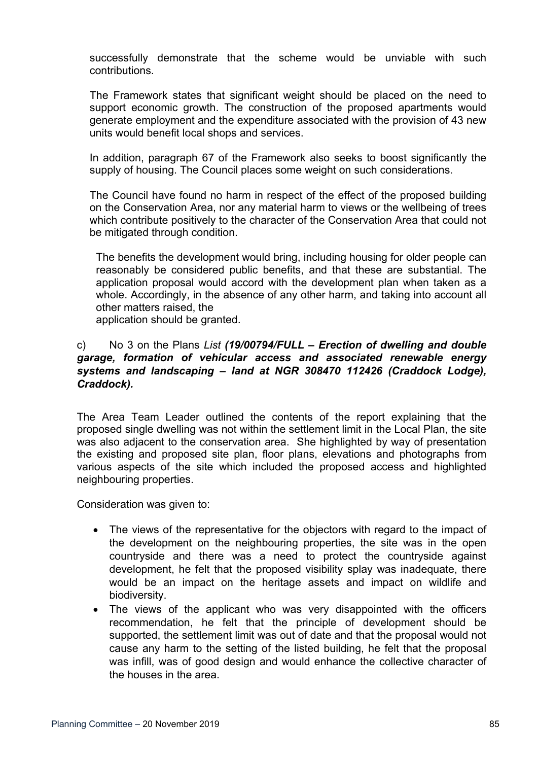successfully demonstrate that the scheme would be unviable with such contributions.

The Framework states that significant weight should be placed on the need to support economic growth. The construction of the proposed apartments would generate employment and the expenditure associated with the provision of 43 new units would benefit local shops and services.

In addition, paragraph 67 of the Framework also seeks to boost significantly the supply of housing. The Council places some weight on such considerations.

The Council have found no harm in respect of the effect of the proposed building on the Conservation Area, nor any material harm to views or the wellbeing of trees which contribute positively to the character of the Conservation Area that could not be mitigated through condition.

The benefits the development would bring, including housing for older people can reasonably be considered public benefits, and that these are substantial. The application proposal would accord with the development plan when taken as a whole. Accordingly, in the absence of any other harm, and taking into account all other matters raised, the
application should be granted.

c) No 3 on the Plans *List* ***(19/00794/FULL – Erection of dwelling and double garage, formation of vehicular access and associated renewable energy systems and landscaping – land at NGR 308470 112426 (Craddock Lodge), Craddock).***

The Area Team Leader outlined the contents of the report explaining that the proposed single dwelling was not within the settlement limit in the Local Plan, the site was also adjacent to the conservation area. She highlighted by way of presentation the existing and proposed site plan, floor plans, elevations and photographs from various aspects of the site which included the proposed access and highlighted neighbouring properties.

Consideration was given to:

- The views of the representative for the objectors with regard to the impact of the development on the neighbouring properties, the site was in the open countryside and there was a need to protect the countryside against development, he felt that the proposed visibility splay was inadequate, there would be an impact on the heritage assets and impact on wildlife and biodiversity.
- The views of the applicant who was very disappointed with the officers recommendation, he felt that the principle of development should be supported, the settlement limit was out of date and that the proposal would not cause any harm to the setting of the listed building, he felt that the proposal was infill, was of good design and would enhance the collective character of the houses in the area.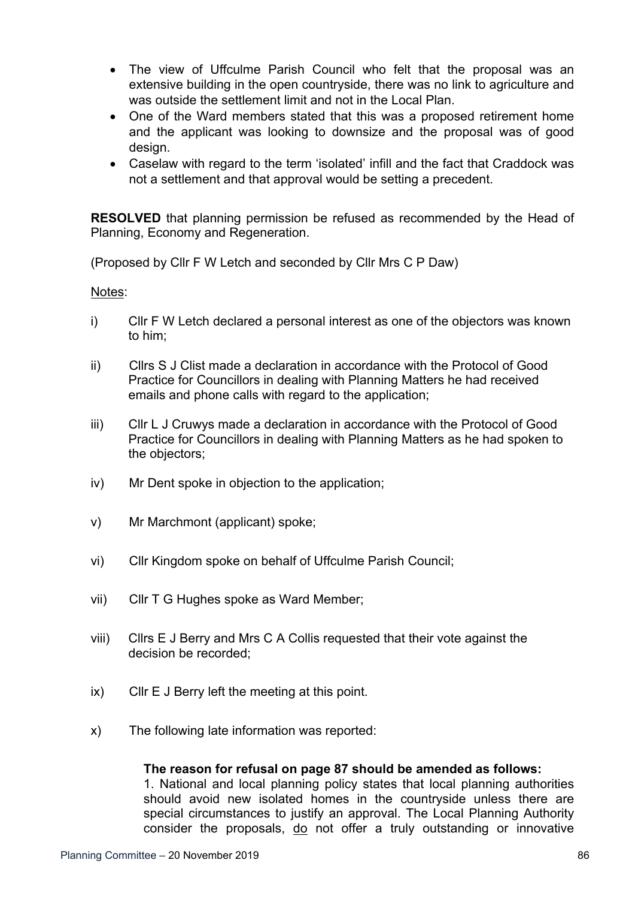- The view of Uffculme Parish Council who felt that the proposal was an extensive building in the open countryside, there was no link to agriculture and was outside the settlement limit and not in the Local Plan.
- One of the Ward members stated that this was a proposed retirement home and the applicant was looking to downsize and the proposal was of good design.
- Caselaw with regard to the term 'isolated' infill and the fact that Craddock was not a settlement and that approval would be setting a precedent.

**RESOLVED** that planning permission be refused as recommended by the Head of Planning, Economy and Regeneration.

(Proposed by Cllr F W Letch and seconded by Cllr Mrs C P Daw)

Notes:

i) Cllr F W Letch declared a personal interest as one of the objectors was known to him;

ii) Cllrs S J Clist made a declaration in accordance with the Protocol of Good Practice for Councillors in dealing with Planning Matters he had received emails and phone calls with regard to the application;

iii) Cllr L J Cruwys made a declaration in accordance with the Protocol of Good Practice for Councillors in dealing with Planning Matters as he had spoken to the objectors;

iv) Mr Dent spoke in objection to the application;

v) Mr Marchmont (applicant) spoke;

vi) Cllr Kingdom spoke on behalf of Uffculme Parish Council;

vii) Cllr T G Hughes spoke as Ward Member;

viii) Cllrs E J Berry and Mrs C A Collis requested that their vote against the decision be recorded;

ix) Cllr E J Berry left the meeting at this point.

x) The following late information was reported:

**The reason for refusal on page 87 should be amended as follows:**
1. National and local planning policy states that local planning authorities should avoid new isolated homes in the countryside unless there are special circumstances to justify an approval. The Local Planning Authority consider the proposals, do not offer a truly outstanding or innovative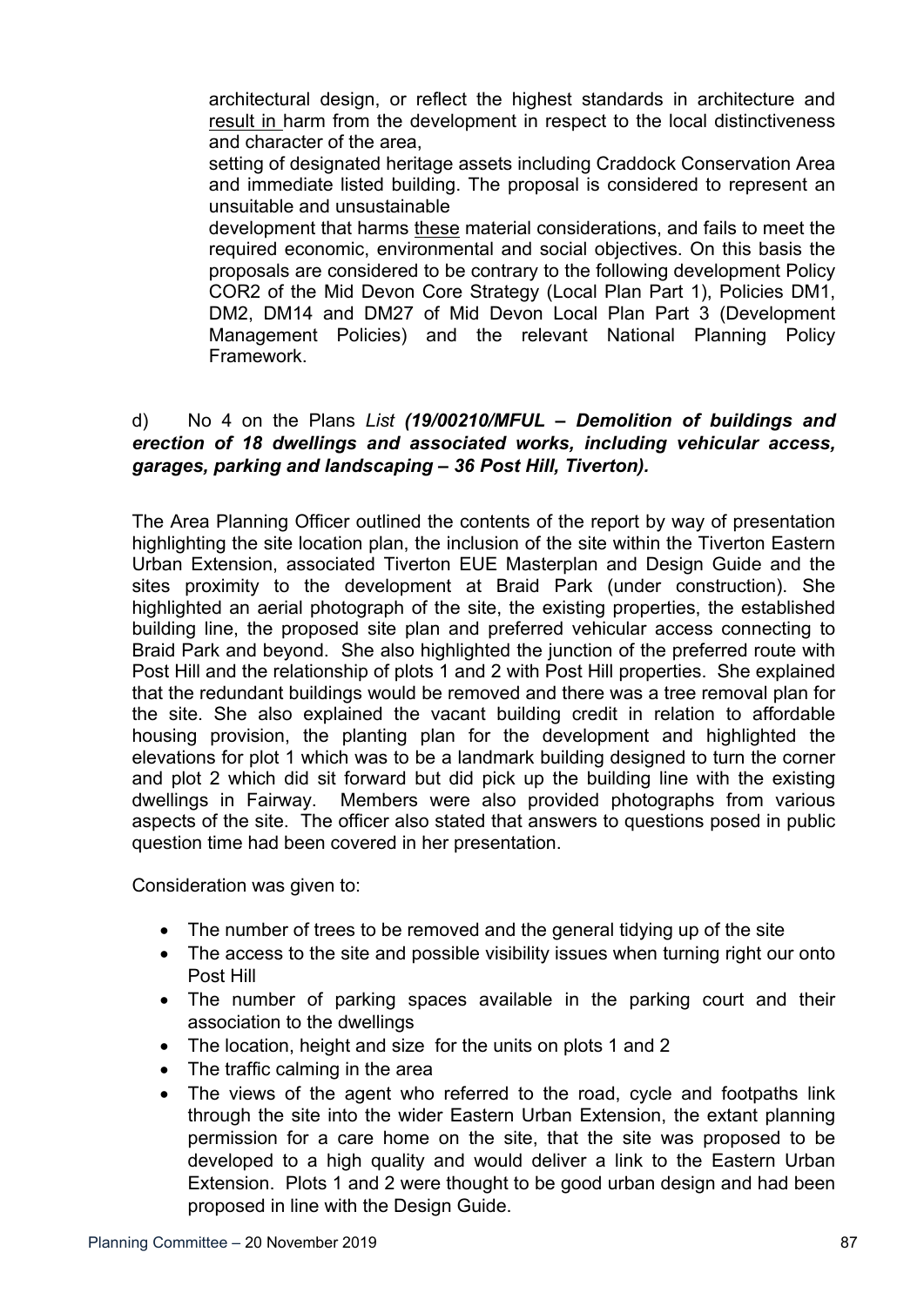architectural design, or reflect the highest standards in architecture and result in harm from the development in respect to the local distinctiveness and character of the area,

setting of designated heritage assets including Craddock Conservation Area and immediate listed building. The proposal is considered to represent an unsuitable and unsustainable

development that harms these material considerations, and fails to meet the required economic, environmental and social objectives. On this basis the proposals are considered to be contrary to the following development Policy COR2 of the Mid Devon Core Strategy (Local Plan Part 1), Policies DM1, DM2, DM14 and DM27 of Mid Devon Local Plan Part 3 (Development Management Policies) and the relevant National Planning Policy Framework.

d) No 4 on the Plans *List* ***(19/00210/MFUL – Demolition of buildings and erection of 18 dwellings and associated works, including vehicular access, garages, parking and landscaping – 36 Post Hill, Tiverton).***

The Area Planning Officer outlined the contents of the report by way of presentation highlighting the site location plan, the inclusion of the site within the Tiverton Eastern Urban Extension, associated Tiverton EUE Masterplan and Design Guide and the sites proximity to the development at Braid Park (under construction). She highlighted an aerial photograph of the site, the existing properties, the established building line, the proposed site plan and preferred vehicular access connecting to Braid Park and beyond. She also highlighted the junction of the preferred route with Post Hill and the relationship of plots 1 and 2 with Post Hill properties. She explained that the redundant buildings would be removed and there was a tree removal plan for the site. She also explained the vacant building credit in relation to affordable housing provision, the planting plan for the development and highlighted the elevations for plot 1 which was to be a landmark building designed to turn the corner and plot 2 which did sit forward but did pick up the building line with the existing dwellings in Fairway. Members were also provided photographs from various aspects of the site. The officer also stated that answers to questions posed in public question time had been covered in her presentation.

Consideration was given to:

- The number of trees to be removed and the general tidying up of the site
- The access to the site and possible visibility issues when turning right our onto Post Hill
- The number of parking spaces available in the parking court and their association to the dwellings
- The location, height and size for the units on plots 1 and 2
- The traffic calming in the area
- The views of the agent who referred to the road, cycle and footpaths link through the site into the wider Eastern Urban Extension, the extant planning permission for a care home on the site, that the site was proposed to be developed to a high quality and would deliver a link to the Eastern Urban Extension. Plots 1 and 2 were thought to be good urban design and had been proposed in line with the Design Guide.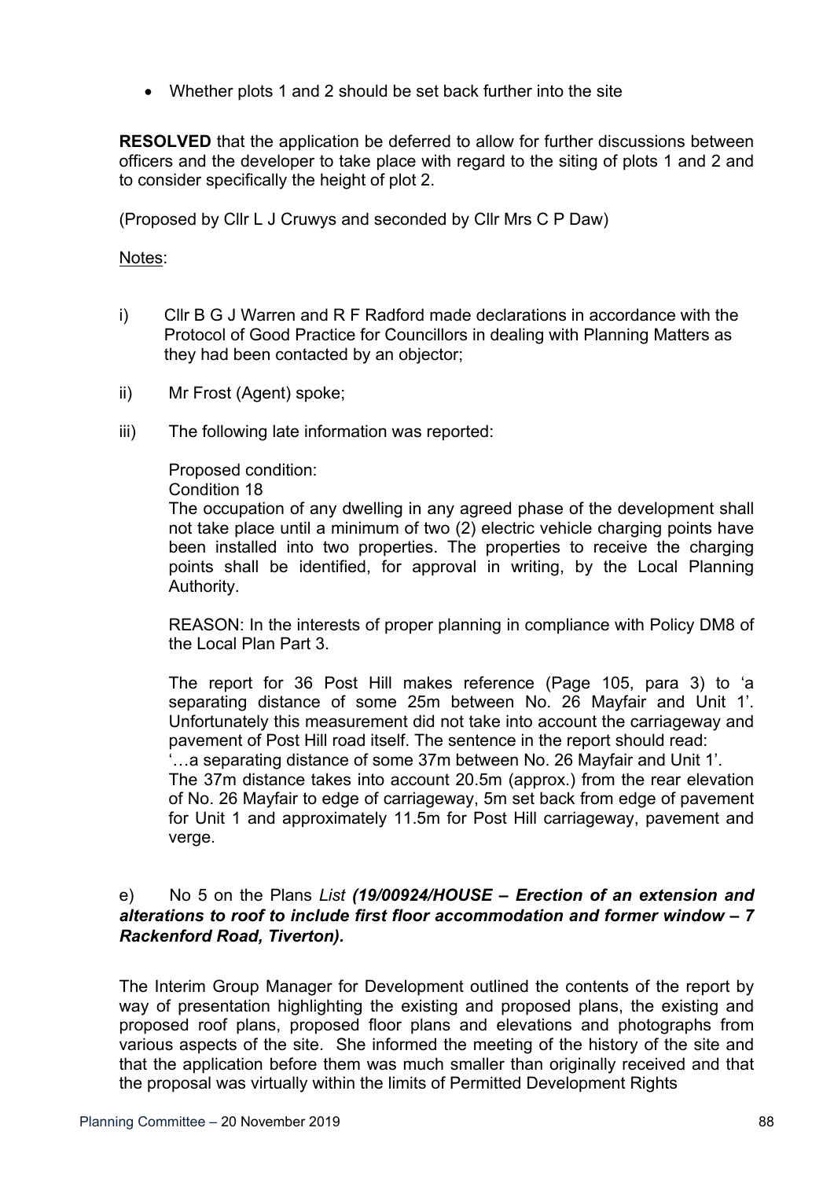- Whether plots 1 and 2 should be set back further into the site

**RESOLVED** that the application be deferred to allow for further discussions between officers and the developer to take place with regard to the siting of plots 1 and 2 and to consider specifically the height of plot 2.

(Proposed by Cllr L J Cruwys and seconded by Cllr Mrs C P Daw)

Notes:

i) Cllr B G J Warren and R F Radford made declarations in accordance with the Protocol of Good Practice for Councillors in dealing with Planning Matters as they had been contacted by an objector;

ii) Mr Frost (Agent) spoke;

iii) The following late information was reported:

Proposed condition:
Condition 18
The occupation of any dwelling in any agreed phase of the development shall not take place until a minimum of two (2) electric vehicle charging points have been installed into two properties. The properties to receive the charging points shall be identified, for approval in writing, by the Local Planning Authority.

REASON: In the interests of proper planning in compliance with Policy DM8 of the Local Plan Part 3.

The report for 36 Post Hill makes reference (Page 105, para 3) to 'a separating distance of some 25m between No. 26 Mayfair and Unit 1'. Unfortunately this measurement did not take into account the carriageway and pavement of Post Hill road itself. The sentence in the report should read:
'…a separating distance of some 37m between No. 26 Mayfair and Unit 1'.
The 37m distance takes into account 20.5m (approx.) from the rear elevation of No. 26 Mayfair to edge of carriageway, 5m set back from edge of pavement for Unit 1 and approximately 11.5m for Post Hill carriageway, pavement and verge.

e) No 5 on the Plans *List* ***(19/00924/HOUSE – Erection of an extension and alterations to roof to include first floor accommodation and former window – 7 Rackenford Road, Tiverton).***

The Interim Group Manager for Development outlined the contents of the report by way of presentation highlighting the existing and proposed plans, the existing and proposed roof plans, proposed floor plans and elevations and photographs from various aspects of the site. She informed the meeting of the history of the site and that the application before them was much smaller than originally received and that the proposal was virtually within the limits of Permitted Development Rights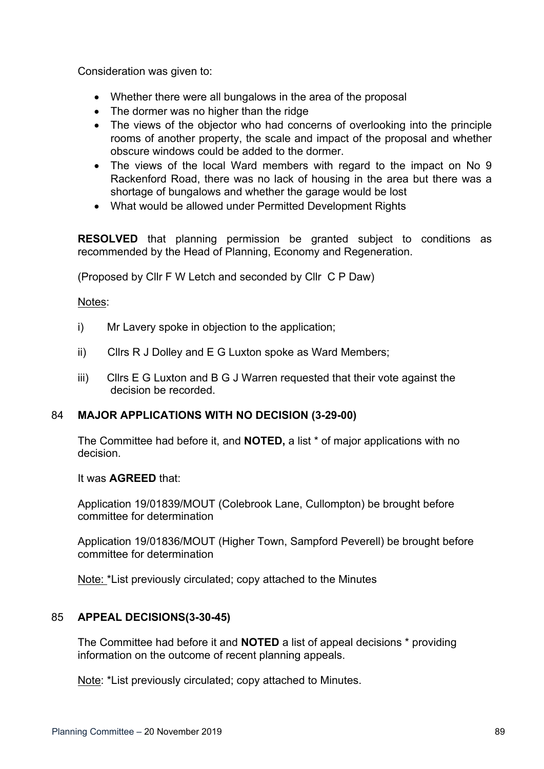Consideration was given to:

- Whether there were all bungalows in the area of the proposal
- The dormer was no higher than the ridge
- The views of the objector who had concerns of overlooking into the principle rooms of another property, the scale and impact of the proposal and whether obscure windows could be added to the dormer.
- The views of the local Ward members with regard to the impact on No 9 Rackenford Road, there was no lack of housing in the area but there was a shortage of bungalows and whether the garage would be lost
- What would be allowed under Permitted Development Rights

**RESOLVED** that planning permission be granted subject to conditions as recommended by the Head of Planning, Economy and Regeneration.

(Proposed by Cllr F W Letch and seconded by Cllr C P Daw)

Notes:

i) Mr Lavery spoke in objection to the application;

ii) Cllrs R J Dolley and E G Luxton spoke as Ward Members;

iii) Cllrs E G Luxton and B G J Warren requested that their vote against the decision be recorded.

## 84 MAJOR APPLICATIONS WITH NO DECISION (3-29-00)

The Committee had before it, and **NOTED,** a list * of major applications with no decision.

It was **AGREED** that:

Application 19/01839/MOUT (Colebrook Lane, Cullompton) be brought before committee for determination

Application 19/01836/MOUT (Higher Town, Sampford Peverell) be brought before committee for determination

Note: *List previously circulated; copy attached to the Minutes

## 85 APPEAL DECISIONS(3-30-45)

The Committee had before it and **NOTED** a list of appeal decisions * providing information on the outcome of recent planning appeals.

Note: *List previously circulated; copy attached to Minutes.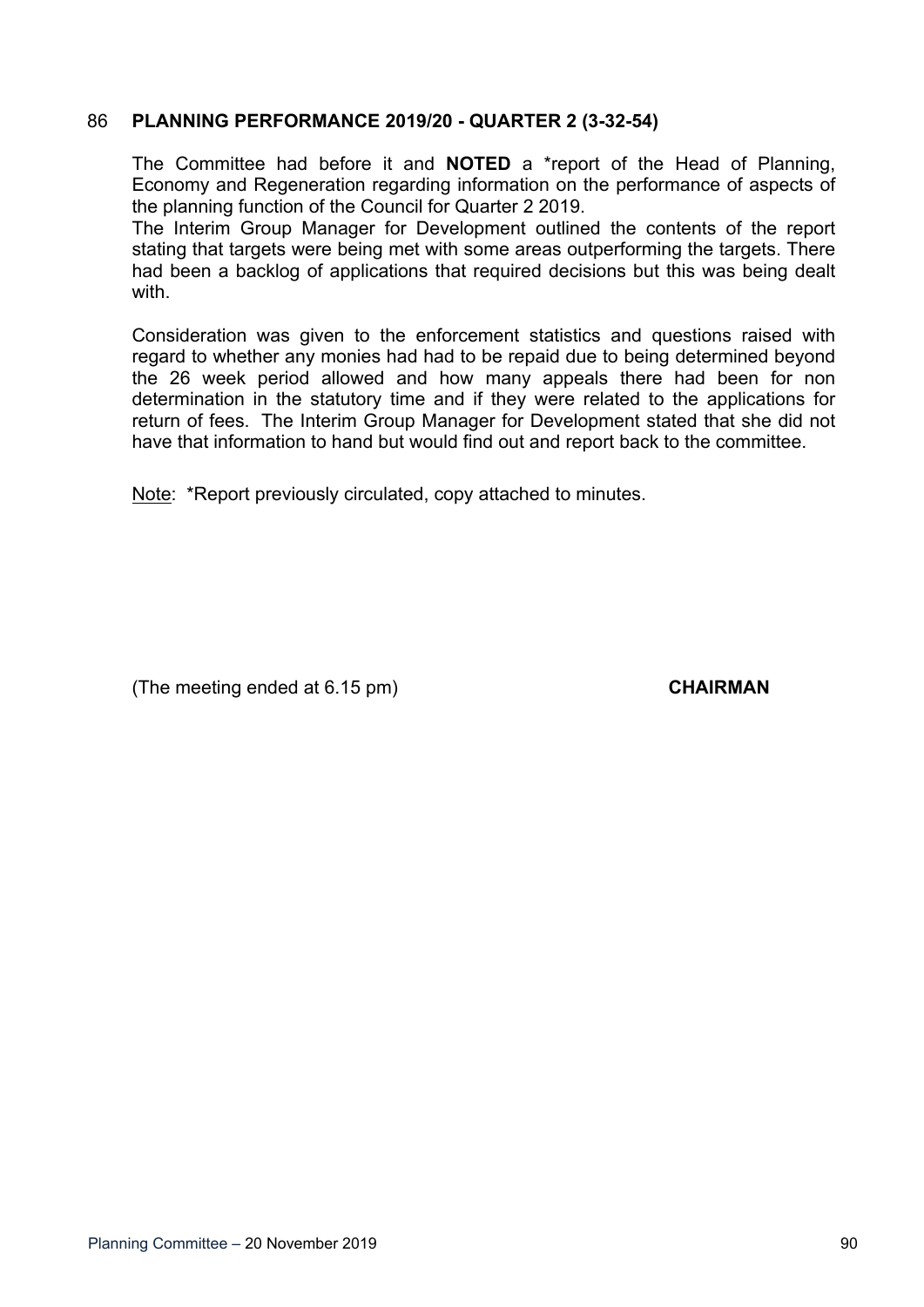## 86 PLANNING PERFORMANCE 2019/20 - QUARTER 2 (3-32-54)

The Committee had before it and **NOTED** a *report of the Head of Planning, Economy and Regeneration regarding information on the performance of aspects of the planning function of the Council for Quarter 2 2019.

The Interim Group Manager for Development outlined the contents of the report stating that targets were being met with some areas outperforming the targets. There had been a backlog of applications that required decisions but this was being dealt with.

Consideration was given to the enforcement statistics and questions raised with regard to whether any monies had had to be repaid due to being determined beyond the 26 week period allowed and how many appeals there had been for non determination in the statutory time and if they were related to the applications for return of fees. The Interim Group Manager for Development stated that she did not have that information to hand but would find out and report back to the committee.

Note: *Report previously circulated, copy attached to minutes.

(The meeting ended at 6.15 pm) **CHAIRMAN**